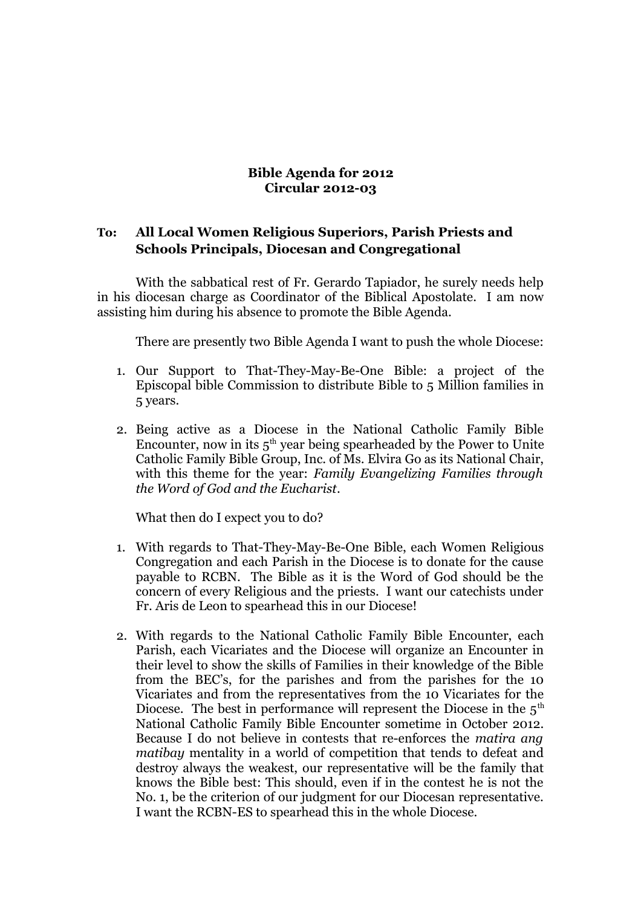**Bible Agenda for 2012**
**Circular 2012-03**

**To: All Local Women Religious Superiors, Parish Priests and Schools Principals, Diocesan and Congregational**

With the sabbatical rest of Fr. Gerardo Tapiador, he surely needs help in his diocesan charge as Coordinator of the Biblical Apostolate. I am now assisting him during his absence to promote the Bible Agenda.

There are presently two Bible Agenda I want to push the whole Diocese:

1. Our Support to That-They-May-Be-One Bible: a project of the Episcopal bible Commission to distribute Bible to 5 Million families in 5 years.

2. Being active as a Diocese in the National Catholic Family Bible Encounter, now in its 5th year being spearheaded by the Power to Unite Catholic Family Bible Group, Inc. of Ms. Elvira Go as its National Chair, with this theme for the year: *Family Evangelizing Families through the Word of God and the Eucharist*.

What then do I expect you to do?

1. With regards to That-They-May-Be-One Bible, each Women Religious Congregation and each Parish in the Diocese is to donate for the cause payable to RCBN. The Bible as it is the Word of God should be the concern of every Religious and the priests. I want our catechists under Fr. Aris de Leon to spearhead this in our Diocese!

2. With regards to the National Catholic Family Bible Encounter, each Parish, each Vicariates and the Diocese will organize an Encounter in their level to show the skills of Families in their knowledge of the Bible from the BEC's, for the parishes and from the parishes for the 10 Vicariates and from the representatives from the 10 Vicariates for the Diocese. The best in performance will represent the Diocese in the 5th National Catholic Family Bible Encounter sometime in October 2012. Because I do not believe in contests that re-enforces the *matira ang matibay* mentality in a world of competition that tends to defeat and destroy always the weakest, our representative will be the family that knows the Bible best: This should, even if in the contest he is not the No. 1, be the criterion of our judgment for our Diocesan representative. I want the RCBN-ES to spearhead this in the whole Diocese.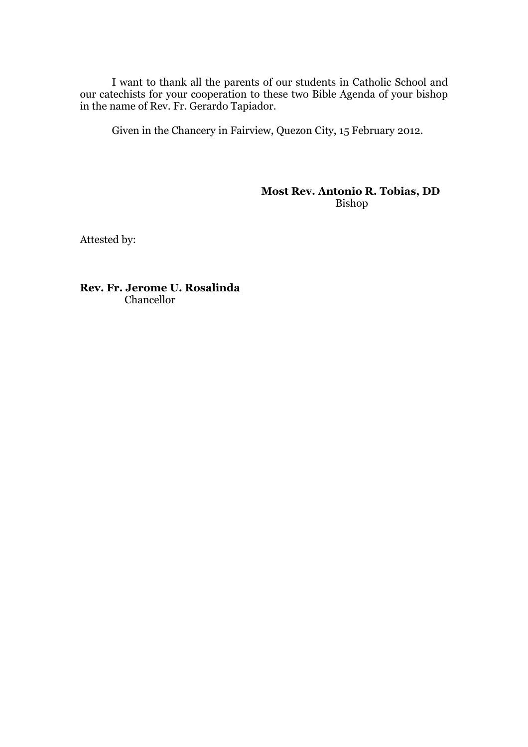I want to thank all the parents of our students in Catholic School and our catechists for your cooperation to these two Bible Agenda of your bishop in the name of Rev. Fr. Gerardo Tapiador.

Given in the Chancery in Fairview, Quezon City, 15 February 2012.

**Most Rev. Antonio R. Tobias, DD**
Bishop

Attested by:

**Rev. Fr. Jerome U. Rosalinda**
Chancellor